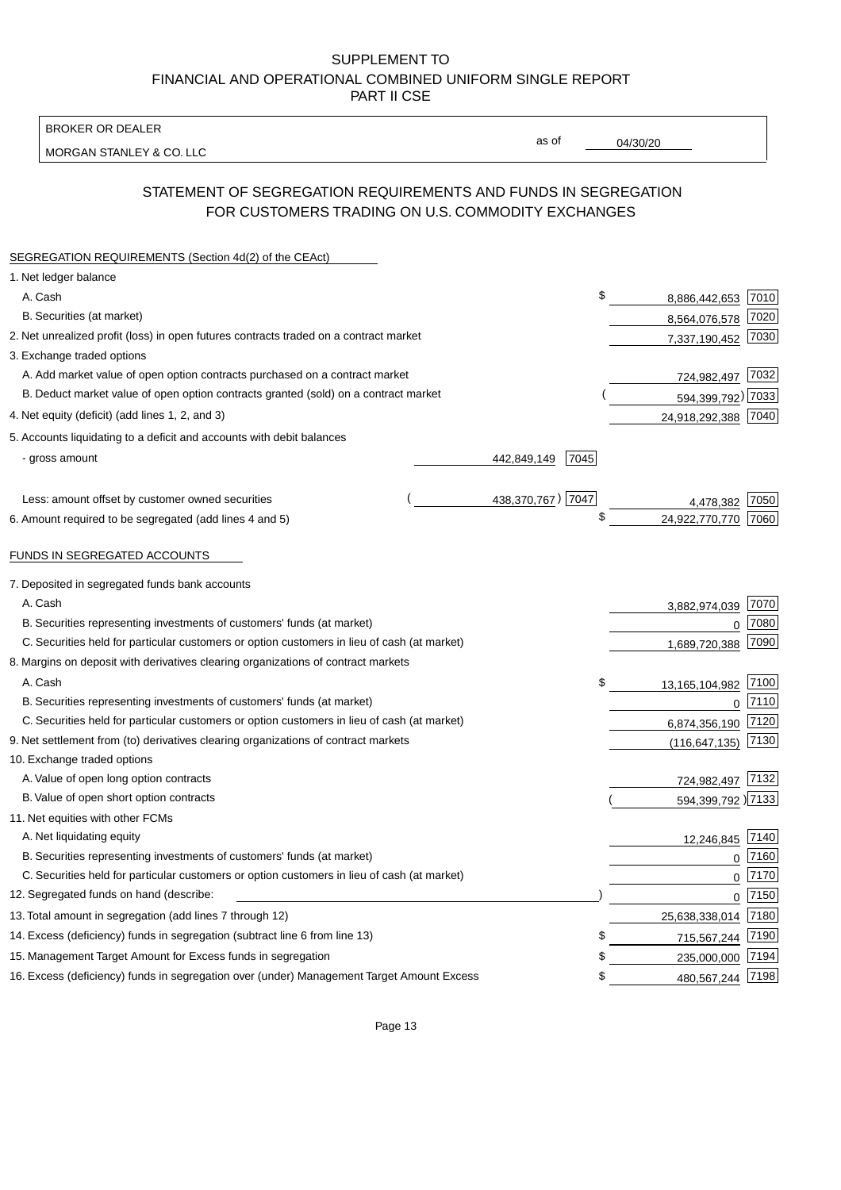# SUPPLEMENT TO
# FINANCIAL AND OPERATIONAL COMBINED UNIFORM SINGLE REPORT
# PART II CSE

BROKER OR DEALER

MORGAN STANLEY & CO. LLC

as of 04/30/20

## STATEMENT OF SEGREGATION REQUIREMENTS AND FUNDS IN SEGREGATION FOR CUSTOMERS TRADING ON U.S. COMMODITY EXCHANGES

SEGREGATION REQUIREMENTS (Section 4d(2) of the CEAct)

| Item | | | Amount | Code |
|---|---|---|---|---|
| 1. Net ledger balance | | | | |
| A. Cash | | | $ 8,886,442,653 | 7010 |
| B. Securities (at market) | | | 8,564,076,578 | 7020 |
| 2. Net unrealized profit (loss) in open futures contracts traded on a contract market | | | 7,337,190,452 | 7030 |
| 3. Exchange traded options | | | | |
| A. Add market value of open option contracts purchased on a contract market | | | 724,982,497 | 7032 |
| B. Deduct market value of open option contracts granted (sold) on a contract market | | | (594,399,792) | 7033 |
| 4. Net equity (deficit) (add lines 1, 2, and 3) | | | 24,918,292,388 | 7040 |
| 5. Accounts liquidating to a deficit and accounts with debit balances | | | | |
| - gross amount | 442,849,149 | 7045 | | |
| Less: amount offset by customer owned securities | (438,370,767) | 7047 | 4,478,382 | 7050 |
| 6. Amount required to be segregated (add lines 4 and 5) | | | $ 24,922,770,770 | 7060 |

FUNDS IN SEGREGATED ACCOUNTS

| Item | Amount | Code |
|---|---|---|
| 7. Deposited in segregated funds bank accounts | | |
| A. Cash | 3,882,974,039 | 7070 |
| B. Securities representing investments of customers' funds (at market) | 0 | 7080 |
| C. Securities held for particular customers or option customers in lieu of cash (at market) | 1,689,720,388 | 7090 |
| 8. Margins on deposit with derivatives clearing organizations of contract markets | | |
| A. Cash | $ 13,165,104,982 | 7100 |
| B. Securities representing investments of customers' funds (at market) | 0 | 7110 |
| C. Securities held for particular customers or option customers in lieu of cash (at market) | 6,874,356,190 | 7120 |
| 9. Net settlement from (to) derivatives clearing organizations of contract markets | (116,647,135) | 7130 |
| 10. Exchange traded options | | |
| A. Value of open long option contracts | 724,982,497 | 7132 |
| B. Value of open short option contracts | (594,399,792) | 7133 |
| 11. Net equities with other FCMs | | |
| A. Net liquidating equity | 12,246,845 | 7140 |
| B. Securities representing investments of customers' funds (at market) | 0 | 7160 |
| C. Securities held for particular customers or option customers in lieu of cash (at market) | 0 | 7170 |
| 12. Segregated funds on hand (describe: ) | 0 | 7150 |
| 13. Total amount in segregation (add lines 7 through 12) | 25,638,338,014 | 7180 |
| 14. Excess (deficiency) funds in segregation (subtract line 6 from line 13) | $ 715,567,244 | 7190 |
| 15. Management Target Amount for Excess funds in segregation | $ 235,000,000 | 7194 |
| 16. Excess (deficiency) funds in segregation over (under) Management Target Amount Excess | $ 480,567,244 | 7198 |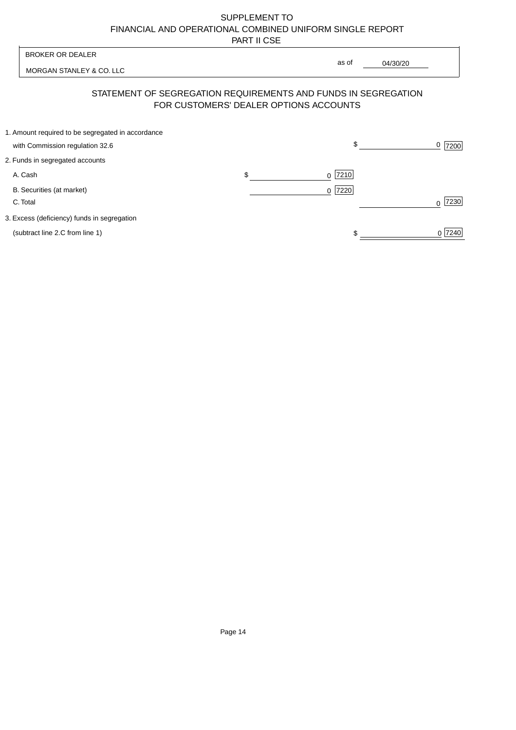SUPPLEMENT TO
FINANCIAL AND OPERATIONAL COMBINED UNIFORM SINGLE REPORT
PART II CSE

| BROKER OR DEALER | | |
|---|---|---|
| MORGAN STANLEY & CO. LLC | as of | 04/30/20 |

## STATEMENT OF SEGREGATION REQUIREMENTS AND FUNDS IN SEGREGATION FOR CUSTOMERS' DEALER OPTIONS ACCOUNTS

| | | | | |
|---|---|---|---|---|
| 1. Amount required to be segregated in accordance with Commission regulation 32.6 | | | $ 0 | 7200 |
| 2. Funds in segregated accounts | | | | |
| A. Cash | $ 0 | 7210 | | |
| B. Securities (at market) | 0 | 7220 | | |
| C. Total | | | 0 | 7230 |
| 3. Excess (deficiency) funds in segregation (subtract line 2.C from line 1) | | | $ 0 | 7240 |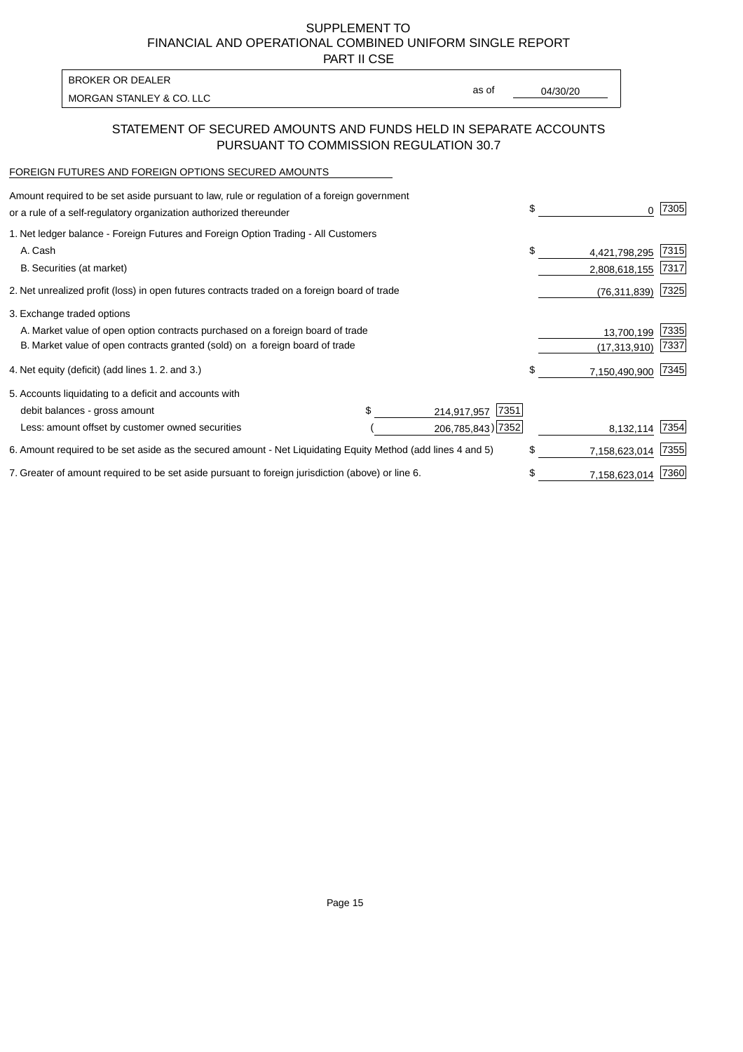# SUPPLEMENT TO
# FINANCIAL AND OPERATIONAL COMBINED UNIFORM SINGLE REPORT
# PART II CSE

BROKER OR DEALER

MORGAN STANLEY & CO. LLC

as of 04/30/20

## STATEMENT OF SECURED AMOUNTS AND FUNDS HELD IN SEPARATE ACCOUNTS PURSUANT TO COMMISSION REGULATION 30.7

FOREIGN FUTURES AND FOREIGN OPTIONS SECURED AMOUNTS

| Description | | | Amount | Code |
|---|---|---|---|---|
| Amount required to be set aside pursuant to law, rule or regulation of a foreign government or a rule of a self-regulatory organization authorized thereunder | | | $ 0 | 7305 |
| 1. Net ledger balance - Foreign Futures and Foreign Option Trading - All Customers | | | | |
| A. Cash | | | $ 4,421,798,295 | 7315 |
| B. Securities (at market) | | | 2,808,618,155 | 7317 |
| 2. Net unrealized profit (loss) in open futures contracts traded on a foreign board of trade | | | (76,311,839) | 7325 |
| 3. Exchange traded options | | | | |
| A. Market value of open option contracts purchased on a foreign board of trade | | | 13,700,199 | 7335 |
| B. Market value of open contracts granted (sold) on a foreign board of trade | | | (17,313,910) | 7337 |
| 4. Net equity (deficit) (add lines 1. 2. and 3.) | | | $ 7,150,490,900 | 7345 |
| 5. Accounts liquidating to a deficit and accounts with | | | | |
| debit balances - gross amount | $ 214,917,957 | 7351 | | |
| Less: amount offset by customer owned securities | (206,785,843) | 7352 | 8,132,114 | 7354 |
| 6. Amount required to be set aside as the secured amount - Net Liquidating Equity Method (add lines 4 and 5) | | | $ 7,158,623,014 | 7355 |
| 7. Greater of amount required to be set aside pursuant to foreign jurisdiction (above) or line 6. | | | $ 7,158,623,014 | 7360 |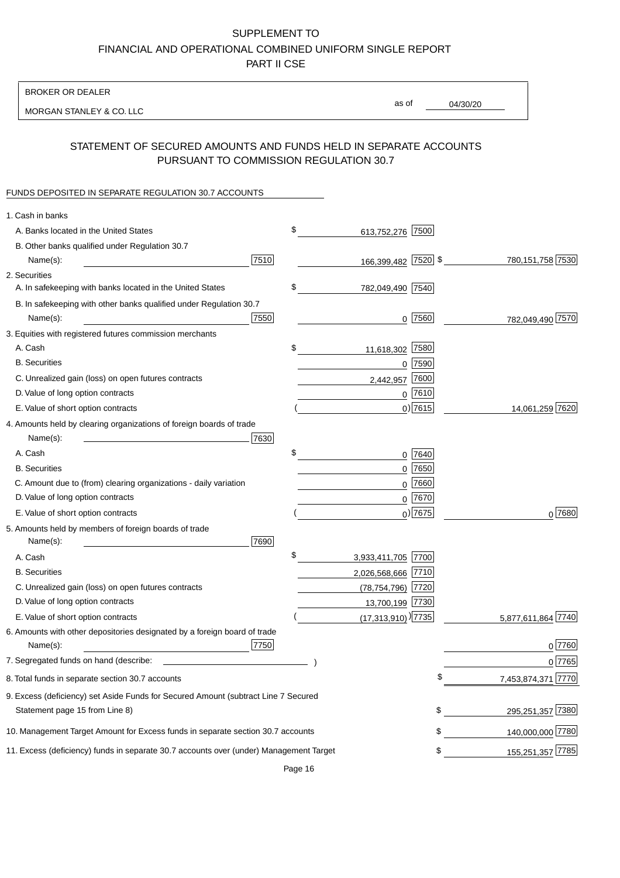# SUPPLEMENT TO FINANCIAL AND OPERATIONAL COMBINED UNIFORM SINGLE REPORT PART II CSE

BROKER OR DEALER

MORGAN STANLEY & CO. LLC

as of 04/30/20

## STATEMENT OF SECURED AMOUNTS AND FUNDS HELD IN SEPARATE ACCOUNTS PURSUANT TO COMMISSION REGULATION 30.7

FUNDS DEPOSITED IN SEPARATE REGULATION 30.7 ACCOUNTS

| | | | |
|---|---|---|---|
| 1. Cash in banks | | | |
| A. Banks located in the United States | | $ 613,752,276 [7500] | |
| B. Other banks qualified under Regulation 30.7 Name(s): | [7510] | 166,399,482 [7520] | $ 780,151,758 [7530] |
| 2. Securities | | | |
| A. In safekeeping with banks located in the United States | | $ 782,049,490 [7540] | |
| B. In safekeeping with other banks qualified under Regulation 30.7 Name(s): | [7550] | 0 [7560] | 782,049,490 [7570] |
| 3. Equities with registered futures commission merchants | | | |
| A. Cash | | $ 11,618,302 [7580] | |
| B. Securities | | 0 [7590] | |
| C. Unrealized gain (loss) on open futures contracts | | 2,442,957 [7600] | |
| D. Value of long option contracts | | 0 [7610] | |
| E. Value of short option contracts | | ( 0) [7615] | 14,061,259 [7620] |
| 4. Amounts held by clearing organizations of foreign boards of trade Name(s): | [7630] | | |
| A. Cash | | $ 0 [7640] | |
| B. Securities | | 0 [7650] | |
| C. Amount due to (from) clearing organizations - daily variation | | 0 [7660] | |
| D. Value of long option contracts | | 0 [7670] | |
| E. Value of short option contracts | | ( 0) [7675] | 0 [7680] |
| 5. Amounts held by members of foreign boards of trade Name(s): | [7690] | | |
| A. Cash | | $ 3,933,411,705 [7700] | |
| B. Securities | | 2,026,568,666 [7710] | |
| C. Unrealized gain (loss) on open futures contracts | | (78,754,796) [7720] | |
| D. Value of long option contracts | | 13,700,199 [7730] | |
| E. Value of short option contracts | | ( (17,313,910) ) [7735] | 5,877,611,864 [7740] |
| 6. Amounts with other depositories designated by a foreign board of trade Name(s): | [7750] | | 0 [7760] |
| 7. Segregated funds on hand (describe: ) | | | 0 [7765] |
| 8. Total funds in separate section 30.7 accounts | | | $ 7,453,874,371 [7770] |
| 9. Excess (deficiency) set Aside Funds for Secured Amount (subtract Line 7 Secured Statement page 15 from Line 8) | | | $ 295,251,357 [7380] |
| 10. Management Target Amount for Excess funds in separate section 30.7 accounts | | | $ 140,000,000 [7780] |
| 11. Excess (deficiency) funds in separate 30.7 accounts over (under) Management Target | | | $ 155,251,357 [7785] |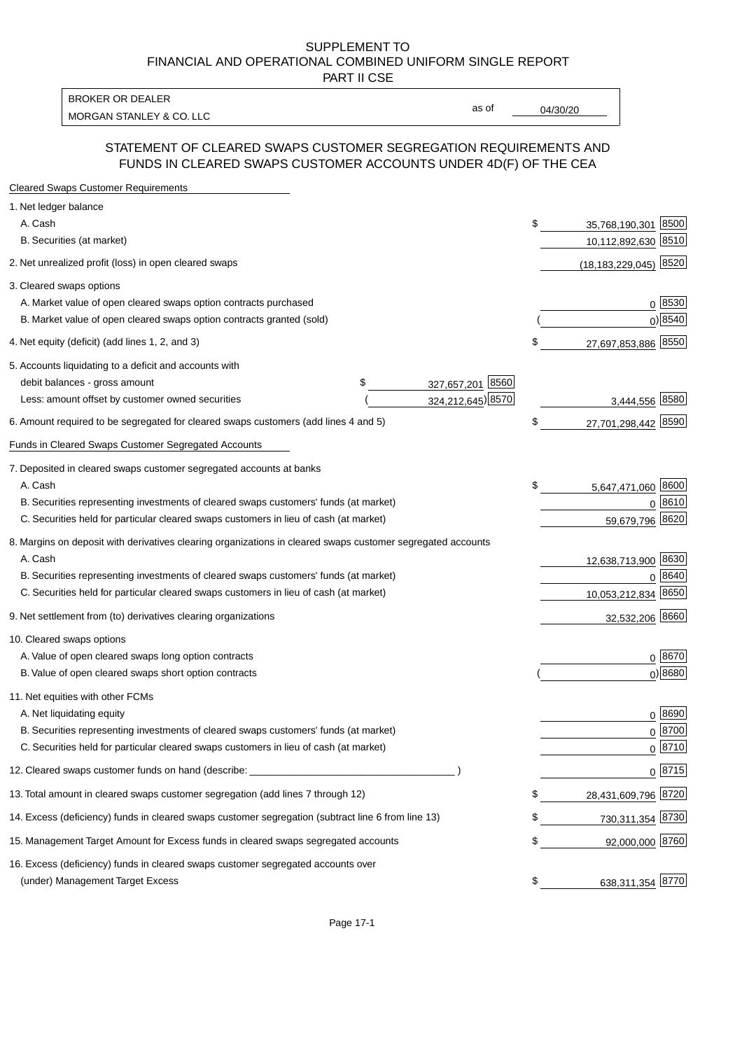SUPPLEMENT TO
FINANCIAL AND OPERATIONAL COMBINED UNIFORM SINGLE REPORT
PART II CSE

| | | |
|---|---|---|
| BROKER OR DEALER<br>MORGAN STANLEY & CO. LLC | as of | 04/30/20 |

## STATEMENT OF CLEARED SWAPS CUSTOMER SEGREGATION REQUIREMENTS AND FUNDS IN CLEARED SWAPS CUSTOMER ACCOUNTS UNDER 4D(F) OF THE CEA

| | | | | |
|---|---|---|---|---|
| **Cleared Swaps Customer Requirements** | | | | |
| 1. Net ledger balance | | | | |
| A. Cash | | | $ 35,768,190,301 | 8500 |
| B. Securities (at market) | | | 10,112,892,630 | 8510 |
| 2. Net unrealized profit (loss) in open cleared swaps | | | (18,183,229,045) | 8520 |
| 3. Cleared swaps options | | | | |
| A. Market value of open cleared swaps option contracts purchased | | | 0 | 8530 |
| B. Market value of open cleared swaps option contracts granted (sold) | | | ( 0) | 8540 |
| 4. Net equity (deficit) (add lines 1, 2, and 3) | | | $ 27,697,853,886 | 8550 |
| 5. Accounts liquidating to a deficit and accounts with | | | | |
| debit balances - gross amount | $ 327,657,201 | 8560 | | |
| Less: amount offset by customer owned securities | ( 324,212,645) | 8570 | 3,444,556 | 8580 |
| 6. Amount required to be segregated for cleared swaps customers (add lines 4 and 5) | | | $ 27,701,298,442 | 8590 |
| **Funds in Cleared Swaps Customer Segregated Accounts** | | | | |
| 7. Deposited in cleared swaps customer segregated accounts at banks | | | | |
| A. Cash | | | $ 5,647,471,060 | 8600 |
| B. Securities representing investments of cleared swaps customers' funds (at market) | | | 0 | 8610 |
| C. Securities held for particular cleared swaps customers in lieu of cash (at market) | | | 59,679,796 | 8620 |
| 8. Margins on deposit with derivatives clearing organizations in cleared swaps customer segregated accounts | | | | |
| A. Cash | | | 12,638,713,900 | 8630 |
| B. Securities representing investments of cleared swaps customers' funds (at market) | | | 0 | 8640 |
| C. Securities held for particular cleared swaps customers in lieu of cash (at market) | | | 10,053,212,834 | 8650 |
| 9. Net settlement from (to) derivatives clearing organizations | | | 32,532,206 | 8660 |
| 10. Cleared swaps options | | | | |
| A. Value of open cleared swaps long option contracts | | | 0 | 8670 |
| B. Value of open cleared swaps short option contracts | | | ( 0) | 8680 |
| 11. Net equities with other FCMs | | | | |
| A. Net liquidating equity | | | 0 | 8690 |
| B. Securities representing investments of cleared swaps customers' funds (at market) | | | 0 | 8700 |
| C. Securities held for particular cleared swaps customers in lieu of cash (at market) | | | 0 | 8710 |
| 12. Cleared swaps customer funds on hand (describe: ) | | | 0 | 8715 |
| 13. Total amount in cleared swaps customer segregation (add lines 7 through 12) | | | $ 28,431,609,796 | 8720 |
| 14. Excess (deficiency) funds in cleared swaps customer segregation (subtract line 6 from line 13) | | | $ 730,311,354 | 8730 |
| 15. Management Target Amount for Excess funds in cleared swaps segregated accounts | | | $ 92,000,000 | 8760 |
| 16. Excess (deficiency) funds in cleared swaps customer segregated accounts over (under) Management Target Excess | | | $ 638,311,354 | 8770 |